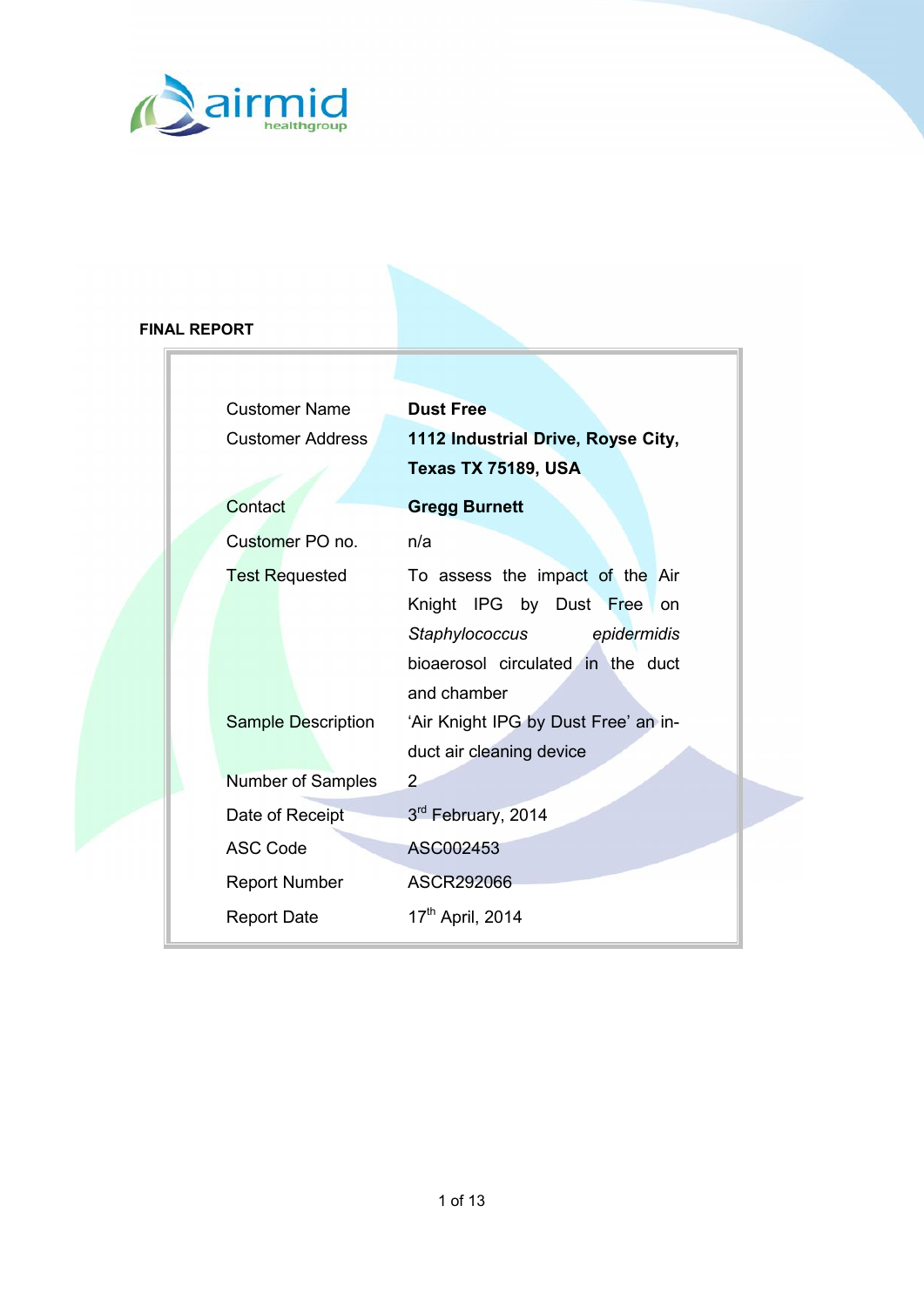airmid healthgroup

**FINAL REPORT**

| | |
|---|---|
| Customer Name | **Dust Free** |
| Customer Address | **1112 Industrial Drive, Royse City, Texas TX 75189, USA** |
| Contact | **Gregg Burnett** |
| Customer PO no. | n/a |
| Test Requested | To assess the impact of the Air Knight IPG by Dust Free on *Staphylococcus epidermidis* bioaerosol circulated in the duct and chamber |
| Sample Description | 'Air Knight IPG by Dust Free' an in-duct air cleaning device |
| Number of Samples | 2 |
| Date of Receipt | 3rd February, 2014 |
| ASC Code | ASC002453 |
| Report Number | ASCR292066 |
| Report Date | 17th April, 2014 |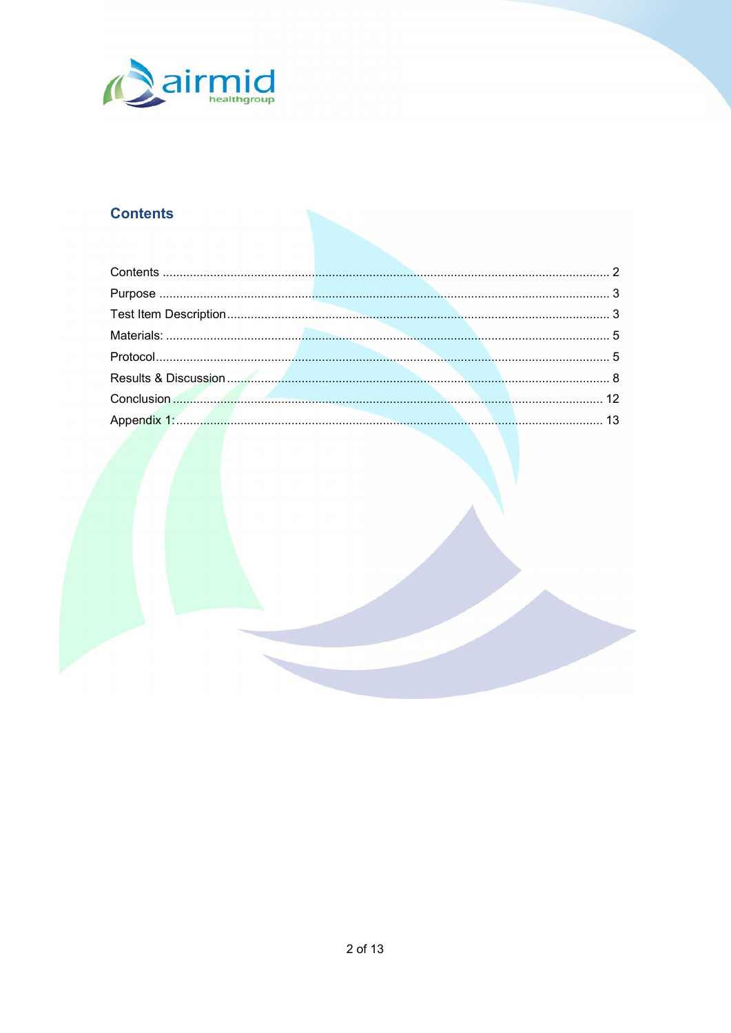## Contents

Contents ........................................................................................................................ 2
Purpose .......................................................................................................................... 3
Test Item Description ..................................................................................................... 3
Materials: ........................................................................................................................ 5
Protocol ........................................................................................................................... 5
Results & Discussion ...................................................................................................... 8
Conclusion ..................................................................................................................... 12
Appendix 1: .................................................................................................................... 13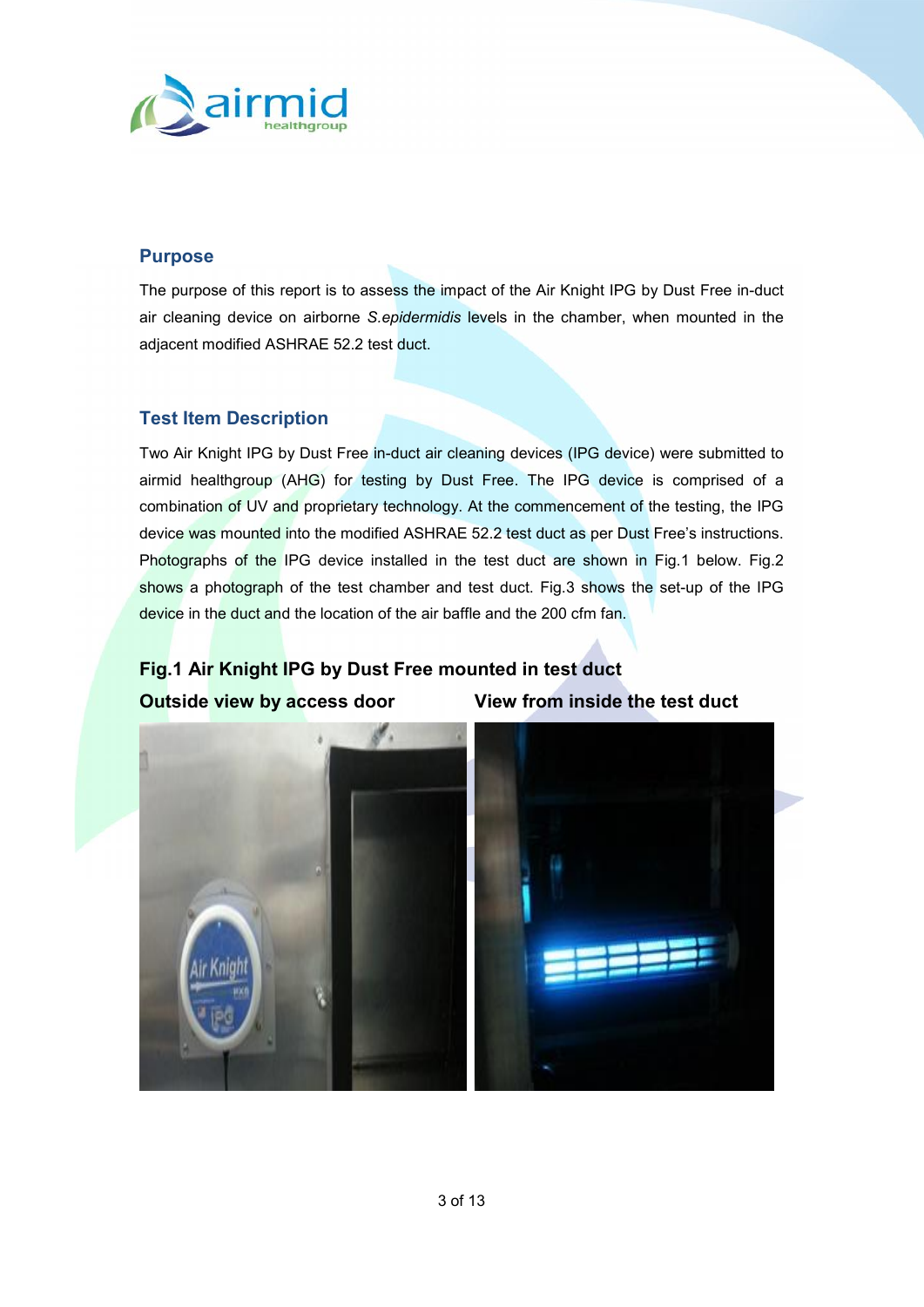## Purpose

The purpose of this report is to assess the impact of the Air Knight IPG by Dust Free in-duct air cleaning device on airborne *S.epidermidis* levels in the chamber, when mounted in the adjacent modified ASHRAE 52.2 test duct.

## Test Item Description

Two Air Knight IPG by Dust Free in-duct air cleaning devices (IPG device) were submitted to airmid healthgroup (AHG) for testing by Dust Free. The IPG device is comprised of a combination of UV and proprietary technology. At the commencement of the testing, the IPG device was mounted into the modified ASHRAE 52.2 test duct as per Dust Free's instructions. Photographs of the IPG device installed in the test duct are shown in Fig.1 below. Fig.2 shows a photograph of the test chamber and test duct. Fig.3 shows the set-up of the IPG device in the duct and the location of the air baffle and the 200 cfm fan.

**Fig.1 Air Knight IPG by Dust Free mounted in test duct**

**Outside view by access door** **View from inside the test duct**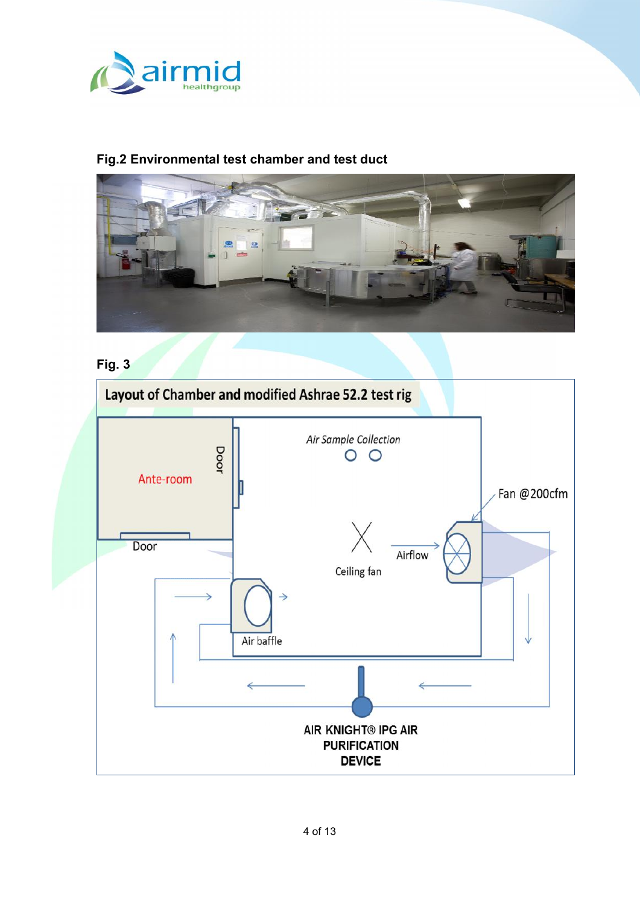**Fig.2 Environmental test chamber and test duct**

**Fig. 3**

Layout of Chamber and modified Ashrae 52.2 test rig

Ante-room

Door

Door

Air Sample Collection

Fan @200cfm

Ceiling fan

Airflow

Air baffle

AIR KNIGHT® IPG AIR PURIFICATION DEVICE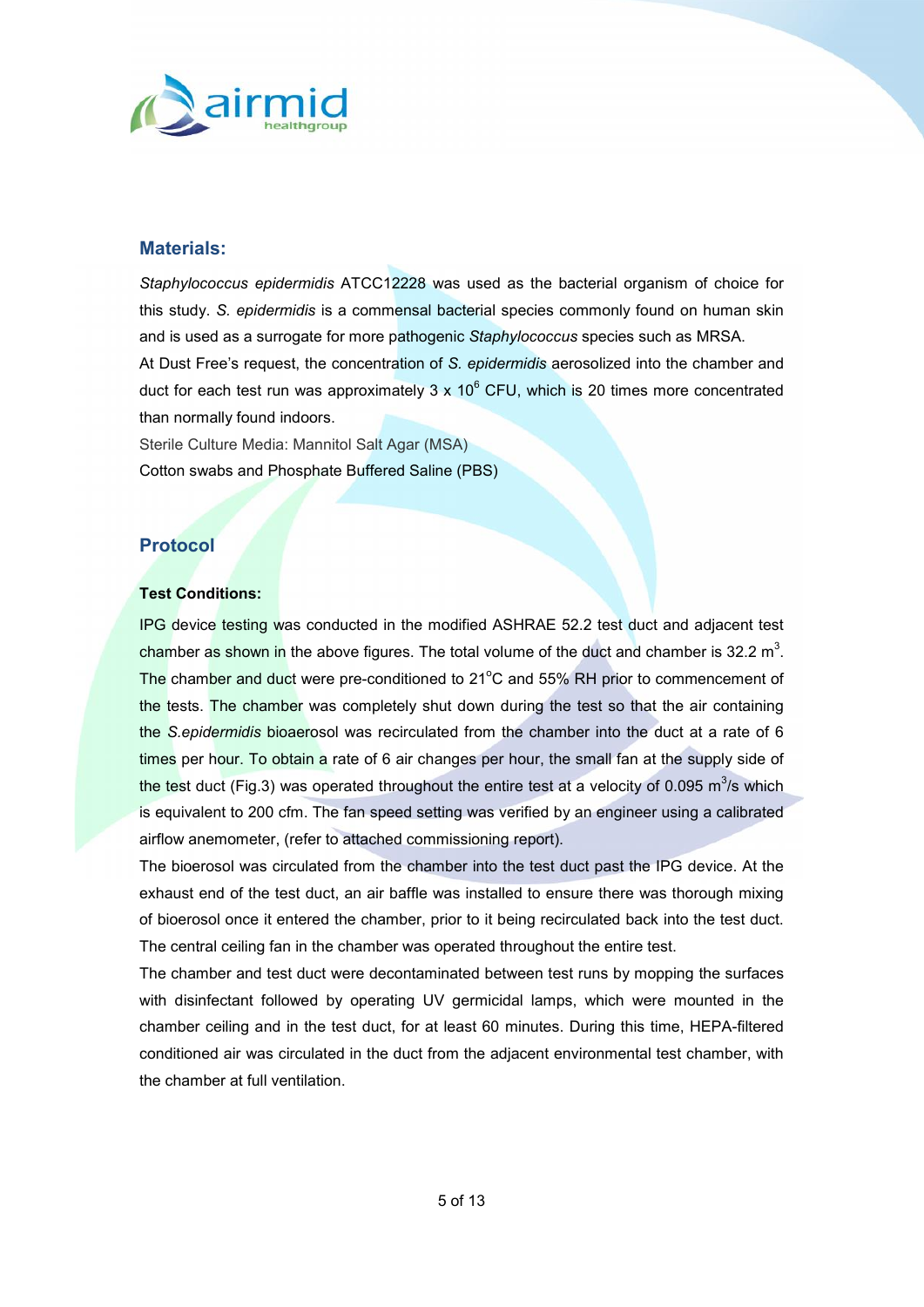## Materials:

*Staphylococcus epidermidis* ATCC12228 was used as the bacterial organism of choice for this study. *S. epidermidis* is a commensal bacterial species commonly found on human skin and is used as a surrogate for more pathogenic *Staphylococcus* species such as MRSA.

At Dust Free's request, the concentration of *S. epidermidis* aerosolized into the chamber and duct for each test run was approximately 3 x $10^6$ CFU, which is 20 times more concentrated than normally found indoors.

Sterile Culture Media: Mannitol Salt Agar (MSA)

Cotton swabs and Phosphate Buffered Saline (PBS)

## Protocol

**Test Conditions:**

IPG device testing was conducted in the modified ASHRAE 52.2 test duct and adjacent test chamber as shown in the above figures. The total volume of the duct and chamber is 32.2 $m^3$. The chamber and duct were pre-conditioned to 21°C and 55% RH prior to commencement of the tests. The chamber was completely shut down during the test so that the air containing the *S.epidermidis* bioaerosol was recirculated from the chamber into the duct at a rate of 6 times per hour. To obtain a rate of 6 air changes per hour, the small fan at the supply side of the test duct (Fig.3) was operated throughout the entire test at a velocity of 0.095 $m^3$/s which is equivalent to 200 cfm. The fan speed setting was verified by an engineer using a calibrated airflow anemometer, (refer to attached commissioning report).

The bioerosol was circulated from the chamber into the test duct past the IPG device. At the exhaust end of the test duct, an air baffle was installed to ensure there was thorough mixing of bioerosol once it entered the chamber, prior to it being recirculated back into the test duct. The central ceiling fan in the chamber was operated throughout the entire test.

The chamber and test duct were decontaminated between test runs by mopping the surfaces with disinfectant followed by operating UV germicidal lamps, which were mounted in the chamber ceiling and in the test duct, for at least 60 minutes. During this time, HEPA-filtered conditioned air was circulated in the duct from the adjacent environmental test chamber, with the chamber at full ventilation.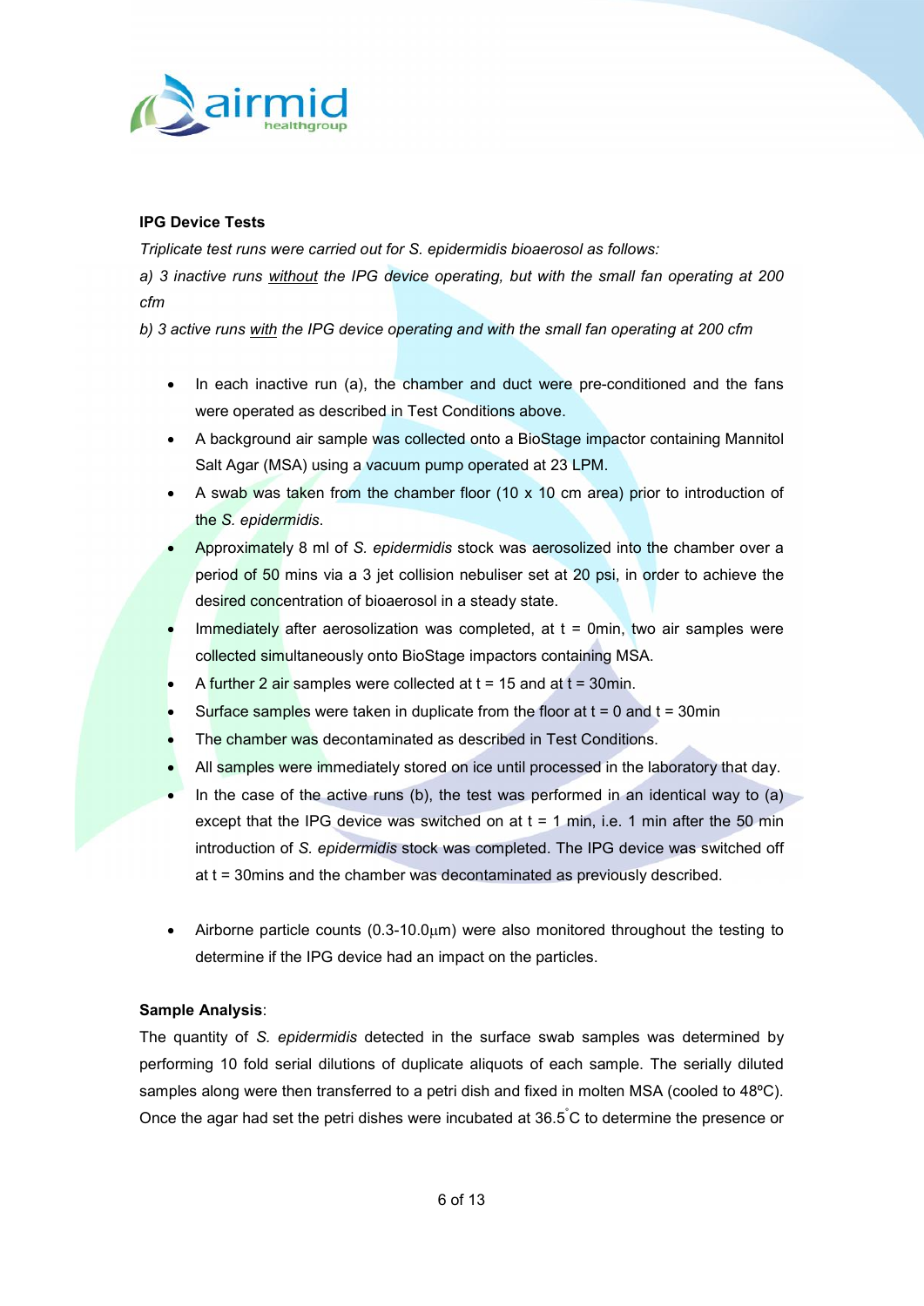**IPG Device Tests**

*Triplicate test runs were carried out for S. epidermidis bioaerosol as follows:*

*a) 3 inactive runs without the IPG device operating, but with the small fan operating at 200 cfm*

*b) 3 active runs with the IPG device operating and with the small fan operating at 200 cfm*

- In each inactive run (a), the chamber and duct were pre-conditioned and the fans were operated as described in Test Conditions above.
- A background air sample was collected onto a BioStage impactor containing Mannitol Salt Agar (MSA) using a vacuum pump operated at 23 LPM.
- A swab was taken from the chamber floor (10 x 10 cm area) prior to introduction of the *S. epidermidis*.
- Approximately 8 ml of *S. epidermidis* stock was aerosolized into the chamber over a period of 50 mins via a 3 jet collision nebuliser set at 20 psi, in order to achieve the desired concentration of bioaerosol in a steady state.
- Immediately after aerosolization was completed, at t = 0min, two air samples were collected simultaneously onto BioStage impactors containing MSA.
- A further 2 air samples were collected at t = 15 and at t = 30min.
- Surface samples were taken in duplicate from the floor at t = 0 and t = 30min
- The chamber was decontaminated as described in Test Conditions.
- All samples were immediately stored on ice until processed in the laboratory that day.
- In the case of the active runs (b), the test was performed in an identical way to (a) except that the IPG device was switched on at t = 1 min, i.e. 1 min after the 50 min introduction of *S. epidermidis* stock was completed. The IPG device was switched off at t = 30mins and the chamber was decontaminated as previously described.

- Airborne particle counts (0.3-10.0μm) were also monitored throughout the testing to determine if the IPG device had an impact on the particles.

**Sample Analysis**:

The quantity of *S. epidermidis* detected in the surface swab samples was determined by performing 10 fold serial dilutions of duplicate aliquots of each sample. The serially diluted samples along were then transferred to a petri dish and fixed in molten MSA (cooled to 48ºC). Once the agar had set the petri dishes were incubated at 36.5°C to determine the presence or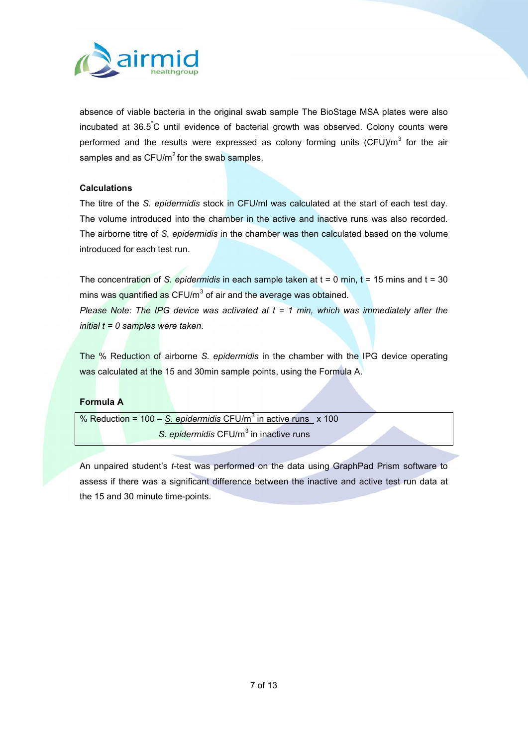absence of viable bacteria in the original swab sample The BioStage MSA plates were also incubated at 36.5°C until evidence of bacterial growth was observed. Colony counts were performed and the results were expressed as colony forming units (CFU)/$m^3$ for the air samples and as CFU/$m^2$ for the swab samples.

**Calculations**

The titre of the *S. epidermidis* stock in CFU/ml was calculated at the start of each test day. The volume introduced into the chamber in the active and inactive runs was also recorded. The airborne titre of *S. epidermidis* in the chamber was then calculated based on the volume introduced for each test run.

The concentration of *S. epidermidis* in each sample taken at t = 0 min, t = 15 mins and t = 30 mins was quantified as CFU/$m^3$ of air and the average was obtained.

*Please Note: The IPG device was activated at t = 1 min, which was immediately after the initial t = 0 samples were taken*.

The % Reduction of airborne *S. epidermidis* in the chamber with the IPG device operating was calculated at the 15 and 30min sample points, using the Formula A.

**Formula A**

$$\% \text{ Reduction} = 100 - \frac{S.\ epidermidis \text{ CFU/m}^3 \text{ in active runs}}{S.\ epidermidis \text{ CFU/m}^3 \text{ in inactive runs}} \times 100$$

An unpaired student's *t*-test was performed on the data using GraphPad Prism software to assess if there was a significant difference between the inactive and active test run data at the 15 and 30 minute time-points.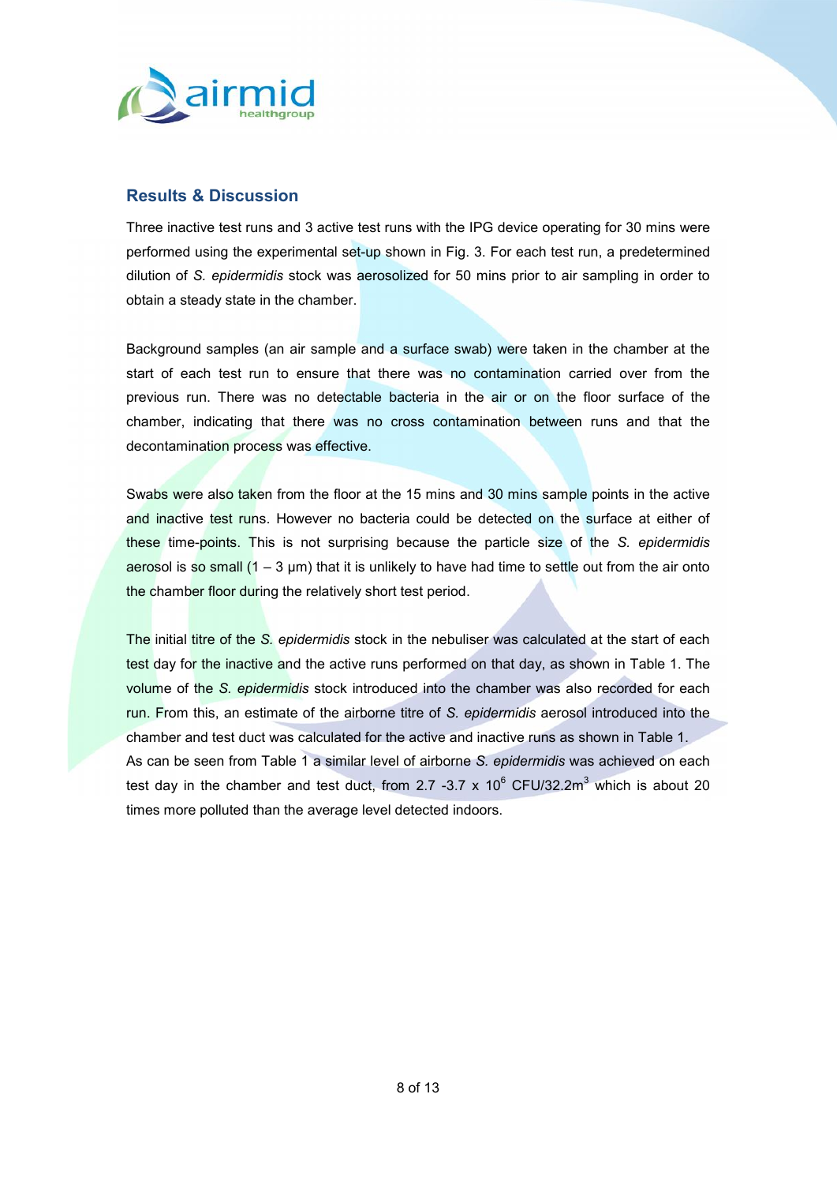## Results & Discussion

Three inactive test runs and 3 active test runs with the IPG device operating for 30 mins were performed using the experimental set-up shown in Fig. 3. For each test run, a predetermined dilution of *S. epidermidis* stock was aerosolized for 50 mins prior to air sampling in order to obtain a steady state in the chamber.

Background samples (an air sample and a surface swab) were taken in the chamber at the start of each test run to ensure that there was no contamination carried over from the previous run. There was no detectable bacteria in the air or on the floor surface of the chamber, indicating that there was no cross contamination between runs and that the decontamination process was effective.

Swabs were also taken from the floor at the 15 mins and 30 mins sample points in the active and inactive test runs. However no bacteria could be detected on the surface at either of these time-points. This is not surprising because the particle size of the *S. epidermidis* aerosol is so small (1 – 3 μm) that it is unlikely to have had time to settle out from the air onto the chamber floor during the relatively short test period.

The initial titre of the *S. epidermidis* stock in the nebuliser was calculated at the start of each test day for the inactive and the active runs performed on that day, as shown in Table 1. The volume of the *S. epidermidis* stock introduced into the chamber was also recorded for each run. From this, an estimate of the airborne titre of *S. epidermidis* aerosol introduced into the chamber and test duct was calculated for the active and inactive runs as shown in Table 1. As can be seen from Table 1 a similar level of airborne *S. epidermidis* was achieved on each test day in the chamber and test duct, from 2.7 -3.7 x $10^6$ CFU/32.2$m^3$ which is about 20 times more polluted than the average level detected indoors.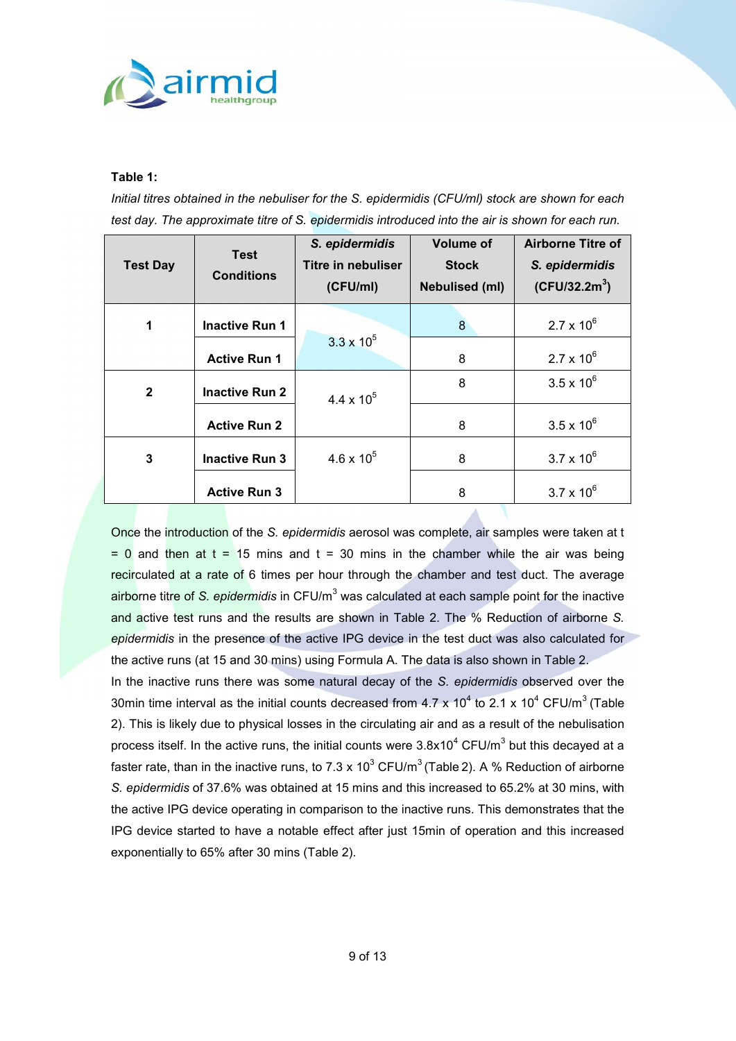**Table 1:**

*Initial titres obtained in the nebuliser for the S. epidermidis (CFU/ml) stock are shown for each test day. The approximate titre of S. epidermidis introduced into the air is shown for each run.*

| Test Day | Test Conditions | *S. epidermidis* Titre in nebuliser (CFU/ml) | Volume of Stock Nebulised (ml) | Airborne Titre of *S. epidermidis* (CFU/32.2m$^3$) |
|---|---|---|---|---|
| 1 | Inactive Run 1 | $3.3 \times 10^5$ | 8 | $2.7 \times 10^6$ |
| | Active Run 1 | | 8 | $2.7 \times 10^6$ |
| 2 | Inactive Run 2 | $4.4 \times 10^5$ | 8 | $3.5 \times 10^6$ |
| | Active Run 2 | | 8 | $3.5 \times 10^6$ |
| 3 | Inactive Run 3 | $4.6 \times 10^5$ | 8 | $3.7 \times 10^6$ |
| | Active Run 3 | | 8 | $3.7 \times 10^6$ |

Once the introduction of the *S. epidermidis* aerosol was complete, air samples were taken at t = 0 and then at t = 15 mins and t = 30 mins in the chamber while the air was being recirculated at a rate of 6 times per hour through the chamber and test duct. The average airborne titre of *S. epidermidis* in CFU/m$^3$ was calculated at each sample point for the inactive and active test runs and the results are shown in Table 2. The % Reduction of airborne *S. epidermidis* in the presence of the active IPG device in the test duct was also calculated for the active runs (at 15 and 30 mins) using Formula A. The data is also shown in Table 2.

In the inactive runs there was some natural decay of the *S. epidermidis* observed over the 30min time interval as the initial counts decreased from $4.7 \times 10^4$ to $2.1 \times 10^4$ CFU/m$^3$ (Table 2). This is likely due to physical losses in the circulating air and as a result of the nebulisation process itself. In the active runs, the initial counts were $3.8 \times 10^4$ CFU/m$^3$ but this decayed at a faster rate, than in the inactive runs, to $7.3 \times 10^3$ CFU/m$^3$ (Table 2). A % Reduction of airborne *S. epidermidis* of 37.6% was obtained at 15 mins and this increased to 65.2% at 30 mins, with the active IPG device operating in comparison to the inactive runs. This demonstrates that the IPG device started to have a notable effect after just 15min of operation and this increased exponentially to 65% after 30 mins (Table 2).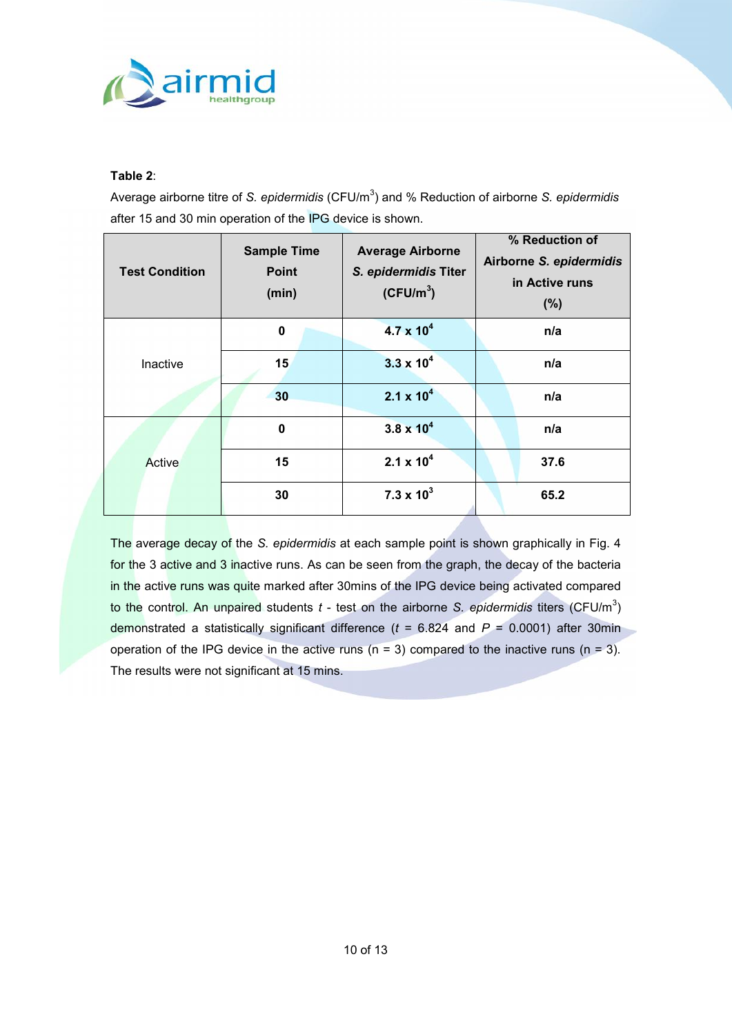**Table 2**:

Average airborne titre of *S. epidermidis* (CFU/m$^3$) and % Reduction of airborne *S. epidermidis* after 15 and 30 min operation of the IPG device is shown.

| Test Condition | Sample Time Point (min) | Average Airborne *S. epidermidis* Titer (CFU/m$^3$) | % Reduction of Airborne *S. epidermidis* in Active runs (%) |
|---|---|---|---|
| Inactive | **0** | **$4.7 \times 10^4$** | **n/a** |
| | **15** | **$3.3 \times 10^4$** | **n/a** |
| | **30** | **$2.1 \times 10^4$** | **n/a** |
| Active | **0** | **$3.8 \times 10^4$** | **n/a** |
| | **15** | **$2.1 \times 10^4$** | **37.6** |
| | **30** | **$7.3 \times 10^3$** | **65.2** |

The average decay of the *S. epidermidis* at each sample point is shown graphically in Fig. 4 for the 3 active and 3 inactive runs. As can be seen from the graph, the decay of the bacteria in the active runs was quite marked after 30mins of the IPG device being activated compared to the control. An unpaired students *t* - test on the airborne *S. epidermidis* titers (CFU/m$^3$) demonstrated a statistically significant difference ($t$ = 6.824 and $P$ = 0.0001) after 30min operation of the IPG device in the active runs (n = 3) compared to the inactive runs (n = 3). The results were not significant at 15 mins.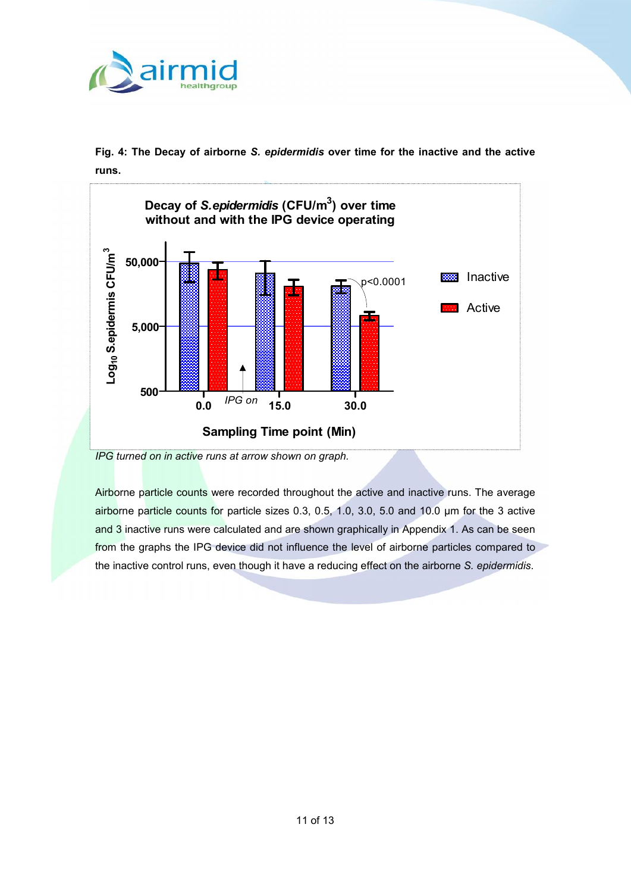**Fig. 4: The Decay of airborne *S. epidermidis* over time for the inactive and the active runs.**

*IPG turned on in active runs at arrow shown on graph.*

Airborne particle counts were recorded throughout the active and inactive runs. The average airborne particle counts for particle sizes 0.3, 0.5, 1.0, 3.0, 5.0 and 10.0 µm for the 3 active and 3 inactive runs were calculated and are shown graphically in Appendix 1. As can be seen from the graphs the IPG device did not influence the level of airborne particles compared to the inactive control runs, even though it have a reducing effect on the airborne *S. epidermidis*.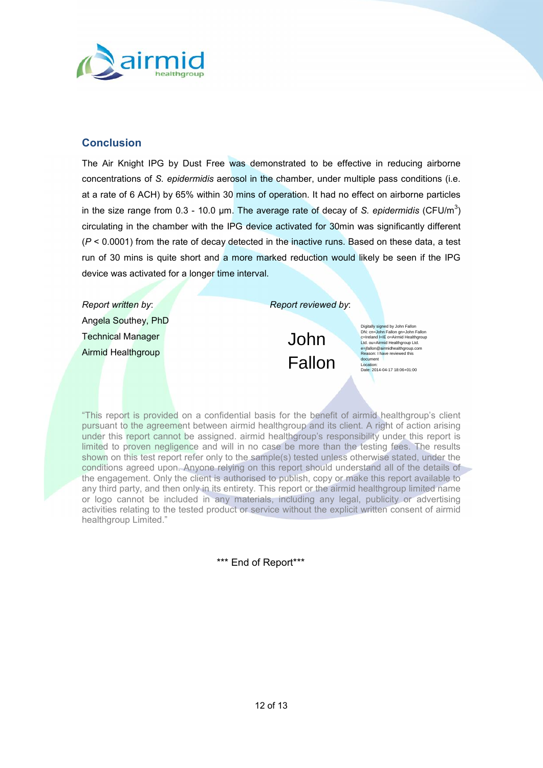## Conclusion

The Air Knight IPG by Dust Free was demonstrated to be effective in reducing airborne concentrations of *S. epidermidis* aerosol in the chamber, under multiple pass conditions (i.e. at a rate of 6 ACH) by 65% within 30 mins of operation. It had no effect on airborne particles in the size range from 0.3 - 10.0 µm. The average rate of decay of *S. epidermidis* (CFU/$m^3$) circulating in the chamber with the IPG device activated for 30min was significantly different ($P < 0.0001$) from the rate of decay detected in the inactive runs. Based on these data, a test run of 30 mins is quite short and a more marked reduction would likely be seen if the IPG device was activated for a longer time interval.

*Report written by*:
Angela Southey, PhD
Technical Manager
Airmid Healthgroup

*Report reviewed by*:

John Fallon

Digitally signed by John Fallon
DN: cn=John Fallon gn=John Fallon c=Ireland l=IE o=Airmid Healthgroup Ltd. ou=Airmid Healthgroup Ltd. e=jfallon@airmidhealthgroup.com
Reason: I have reviewed this document
Location:
Date: 2014-04-17 18:06+01:00

"This report is provided on a confidential basis for the benefit of airmid healthgroup's client pursuant to the agreement between airmid healthgroup and its client. A right of action arising under this report cannot be assigned. airmid healthgroup's responsibility under this report is limited to proven negligence and will in no case be more than the testing fees. The results shown on this test report refer only to the sample(s) tested unless otherwise stated, under the conditions agreed upon. Anyone relying on this report should understand all of the details of the engagement. Only the client is authorised to publish, copy or make this report available to any third party, and then only in its entirety. This report or the airmid healthgroup limited name or logo cannot be included in any materials, including any legal, publicity or advertising activities relating to the tested product or service without the explicit written consent of airmid healthgroup Limited."

*** End of Report***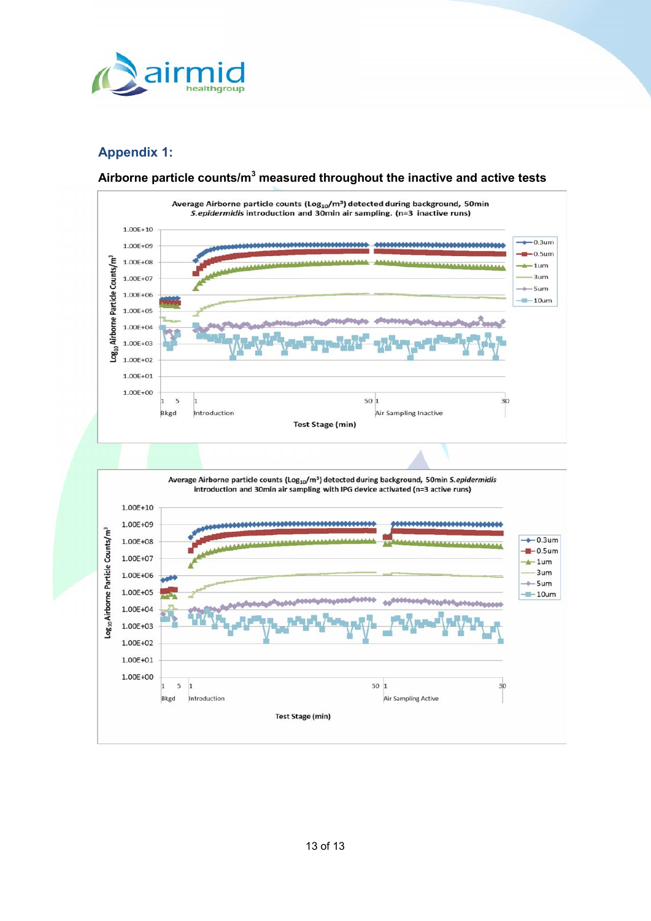## Appendix 1:

**Airborne particle counts/m$^3$ measured throughout the inactive and active tests**

Average Airborne particle counts ($Log_{10}/m^3$) detected during background, 50min *S.epidermidis* introduction and 30min air sampling. (n=3 inactive runs)

Log$_{10}$ Airborne Particle Counts/m$^3$

1.00E+10
1.00E+09
1.00E+08
1.00E+07
1.00E+06
1.00E+05
1.00E+04
1.00E+03
1.00E+02
1.00E+01
1.00E+00

1 5 1 50 1 30

Bkgd Introduction Air Sampling Inactive

Test Stage (min)

0.3um
0.5um
1um
3um
5um
10um

Average Airborne particle counts ($Log_{10}/m^3$) detected during background, 50min *S.epidermidis* introduction and 30min air sampling with IPG device activated (n=3 active runs)

Log$_{10}$ Airborne Particle Counts/m$^3$

1.00E+10
1.00E+09
1.00E+08
1.00E+07
1.00E+06
1.00E+05
1.00E+04
1.00E+03
1.00E+02
1.00E+01
1.00E+00

1 5 1 50 1 30

Bkgd Introduction Air Sampling Active

Test Stage (min)

0.3um
0.5um
1um
3um
5um
10um